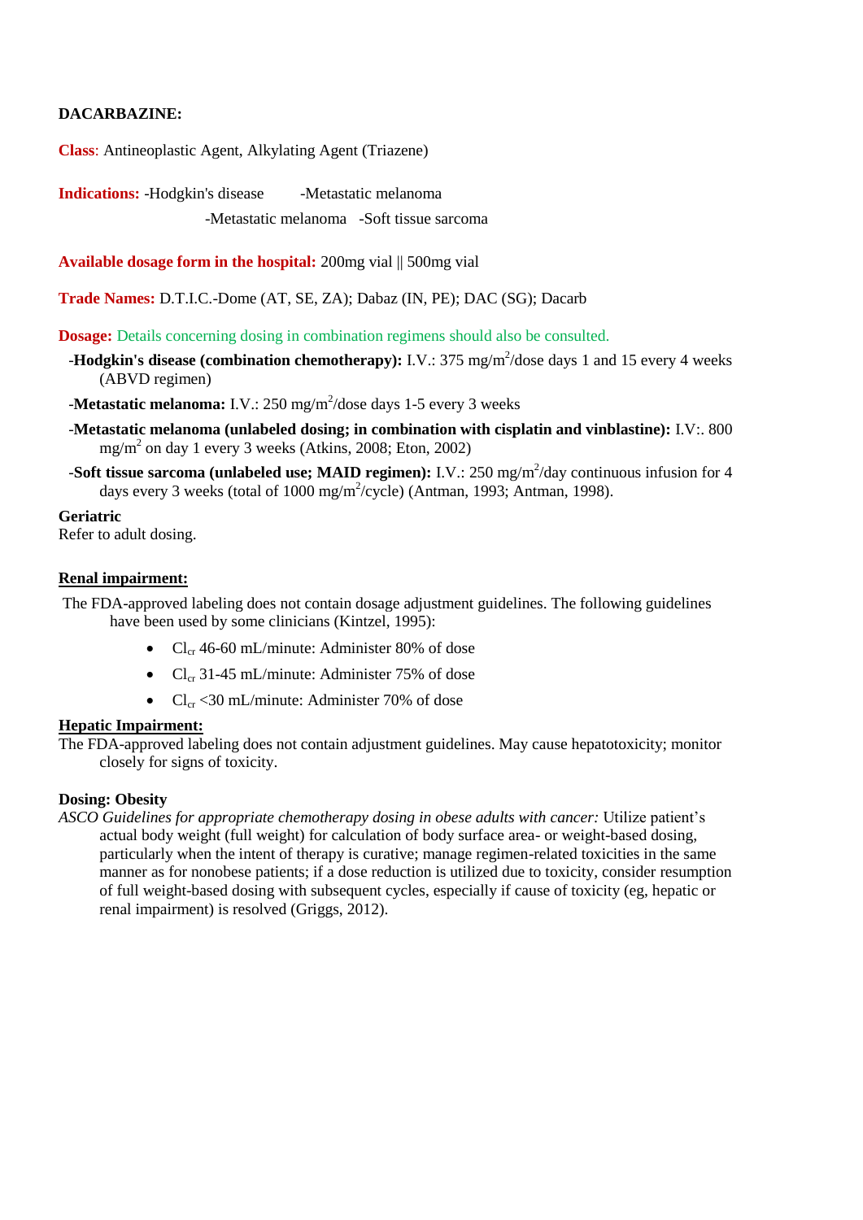**DACARBAZINE:**

**Class**: Antineoplastic Agent, Alkylating Agent (Triazene)

**Indications:** -Hodgkin's disease -Metastatic melanoma
-Metastatic melanoma -Soft tissue sarcoma

**Available dosage form in the hospital:** 200mg vial || 500mg vial

**Trade Names:** D.T.I.C.-Dome (AT, SE, ZA); Dabaz (IN, PE); DAC (SG); Dacarb

**Dosage:** Details concerning dosing in combination regimens should also be consulted.

- **Hodgkin's disease (combination chemotherapy):** I.V.: 375 mg/$m^2$/dose days 1 and 15 every 4 weeks (ABVD regimen)
- **Metastatic melanoma:** I.V.: 250 mg/$m^2$/dose days 1-5 every 3 weeks
- **Metastatic melanoma (unlabeled dosing; in combination with cisplatin and vinblastine):** I.V:. 800 mg/$m^2$ on day 1 every 3 weeks (Atkins, 2008; Eton, 2002)
- **Soft tissue sarcoma (unlabeled use; MAID regimen):** I.V.: 250 mg/$m^2$/day continuous infusion for 4 days every 3 weeks (total of 1000 mg/$m^2$/cycle) (Antman, 1993; Antman, 1998).

**Geriatric**
Refer to adult dosing.

**Renal impairment:**

The FDA-approved labeling does not contain dosage adjustment guidelines. The following guidelines have been used by some clinicians (Kintzel, 1995):

- $Cl_{cr}$ 46-60 mL/minute: Administer 80% of dose
- $Cl_{cr}$ 31-45 mL/minute: Administer 75% of dose
- $Cl_{cr}$ <30 mL/minute: Administer 70% of dose

**Hepatic Impairment:**
The FDA-approved labeling does not contain adjustment guidelines. May cause hepatotoxicity; monitor closely for signs of toxicity.

**Dosing: Obesity**
*ASCO Guidelines for appropriate chemotherapy dosing in obese adults with cancer:* Utilize patient's actual body weight (full weight) for calculation of body surface area- or weight-based dosing, particularly when the intent of therapy is curative; manage regimen-related toxicities in the same manner as for nonobese patients; if a dose reduction is utilized due to toxicity, consider resumption of full weight-based dosing with subsequent cycles, especially if cause of toxicity (eg, hepatic or renal impairment) is resolved (Griggs, 2012).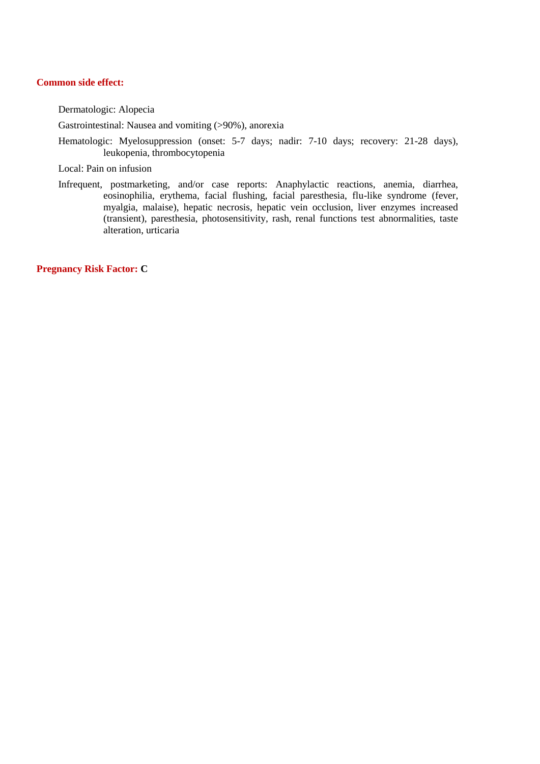**Common side effect:**

Dermatologic: Alopecia

Gastrointestinal: Nausea and vomiting (>90%), anorexia

Hematologic: Myelosuppression (onset: 5-7 days; nadir: 7-10 days; recovery: 21-28 days), leukopenia, thrombocytopenia

Local: Pain on infusion

Infrequent, postmarketing, and/or case reports: Anaphylactic reactions, anemia, diarrhea, eosinophilia, erythema, facial flushing, facial paresthesia, flu-like syndrome (fever, myalgia, malaise), hepatic necrosis, hepatic vein occlusion, liver enzymes increased (transient), paresthesia, photosensitivity, rash, renal functions test abnormalities, taste alteration, urticaria

**Pregnancy Risk Factor: C**